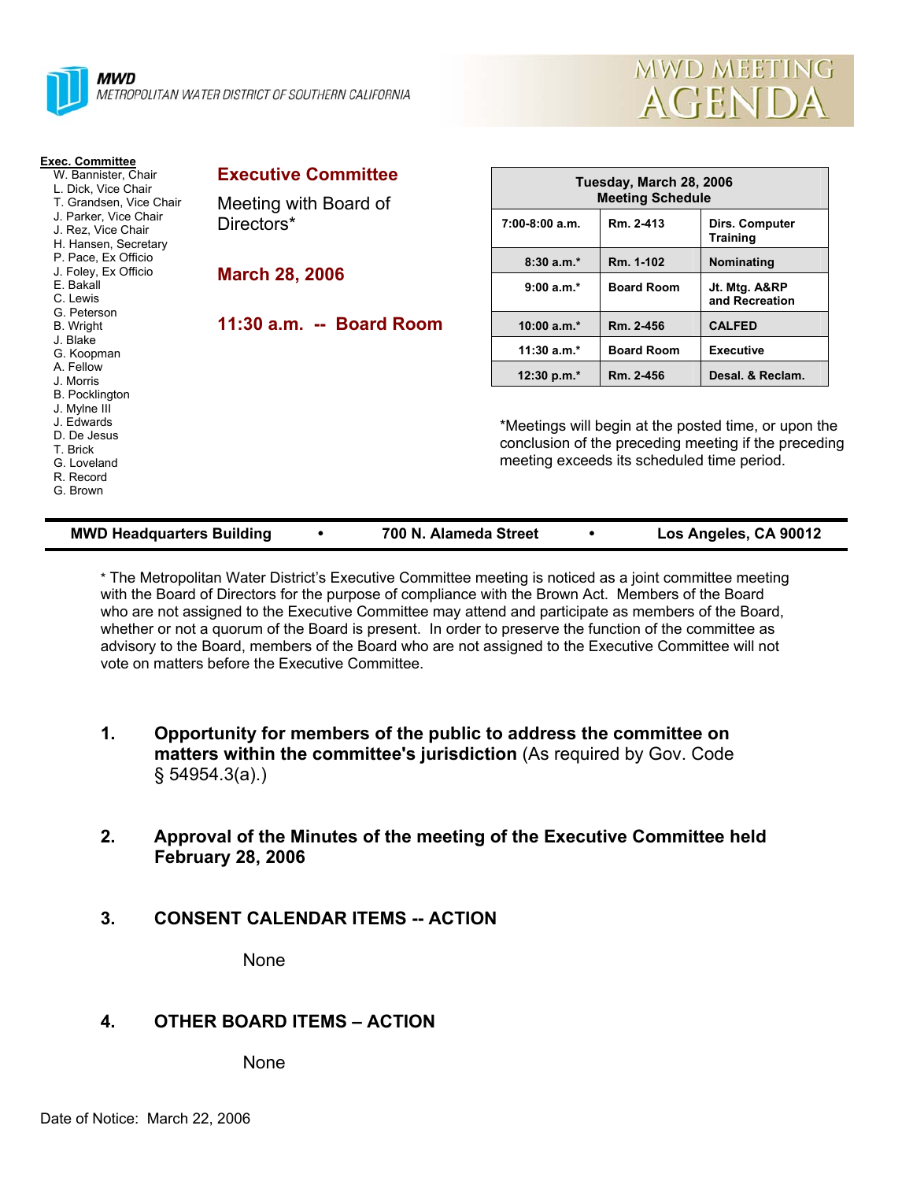**MWD**
*METROPOLITAN WATER DISTRICT OF SOUTHERN CALIFORNIA*

# MWD MEETING AGENDA

**Exec. Committee**
W. Bannister, Chair
L. Dick, Vice Chair
T. Grandsen, Vice Chair
J. Parker, Vice Chair
J. Rez, Vice Chair
H. Hansen, Secretary
P. Pace, Ex Officio
J. Foley, Ex Officio
E. Bakall
C. Lewis
G. Peterson
B. Wright
J. Blake
G. Koopman
A. Fellow
J. Morris
B. Pocklington
J. Mylne III
J. Edwards
D. De Jesus
T. Brick
G. Loveland
R. Record
G. Brown

## Executive Committee

Meeting with Board of Directors*

**March 28, 2006**

**11:30 a.m. -- Board Room**

| Tuesday, March 28, 2006 Meeting Schedule | | |
|---|---|---|
| 7:00-8:00 a.m. | Rm. 2-413 | Dirs. Computer Training |
| 8:30 a.m.* | Rm. 1-102 | Nominating |
| 9:00 a.m.* | Board Room | Jt. Mtg. A&RP and Recreation |
| 10:00 a.m.* | Rm. 2-456 | CALFED |
| 11:30 a.m.* | Board Room | Executive |
| 12:30 p.m.* | Rm. 2-456 | Desal. & Reclam. |

*Meetings will begin at the posted time, or upon the conclusion of the preceding meeting if the preceding meeting exceeds its scheduled time period.

**MWD Headquarters Building • 700 N. Alameda Street • Los Angeles, CA 90012**

* The Metropolitan Water District's Executive Committee meeting is noticed as a joint committee meeting with the Board of Directors for the purpose of compliance with the Brown Act. Members of the Board who are not assigned to the Executive Committee may attend and participate as members of the Board, whether or not a quorum of the Board is present. In order to preserve the function of the committee as advisory to the Board, members of the Board who are not assigned to the Executive Committee will not vote on matters before the Executive Committee.

1. **Opportunity for members of the public to address the committee on matters within the committee's jurisdiction** (As required by Gov. Code § 54954.3(a).)

2. **Approval of the Minutes of the meeting of the Executive Committee held February 28, 2006**

3. **CONSENT CALENDAR ITEMS -- ACTION**

   None

4. **OTHER BOARD ITEMS – ACTION**

   None

Date of Notice: March 22, 2006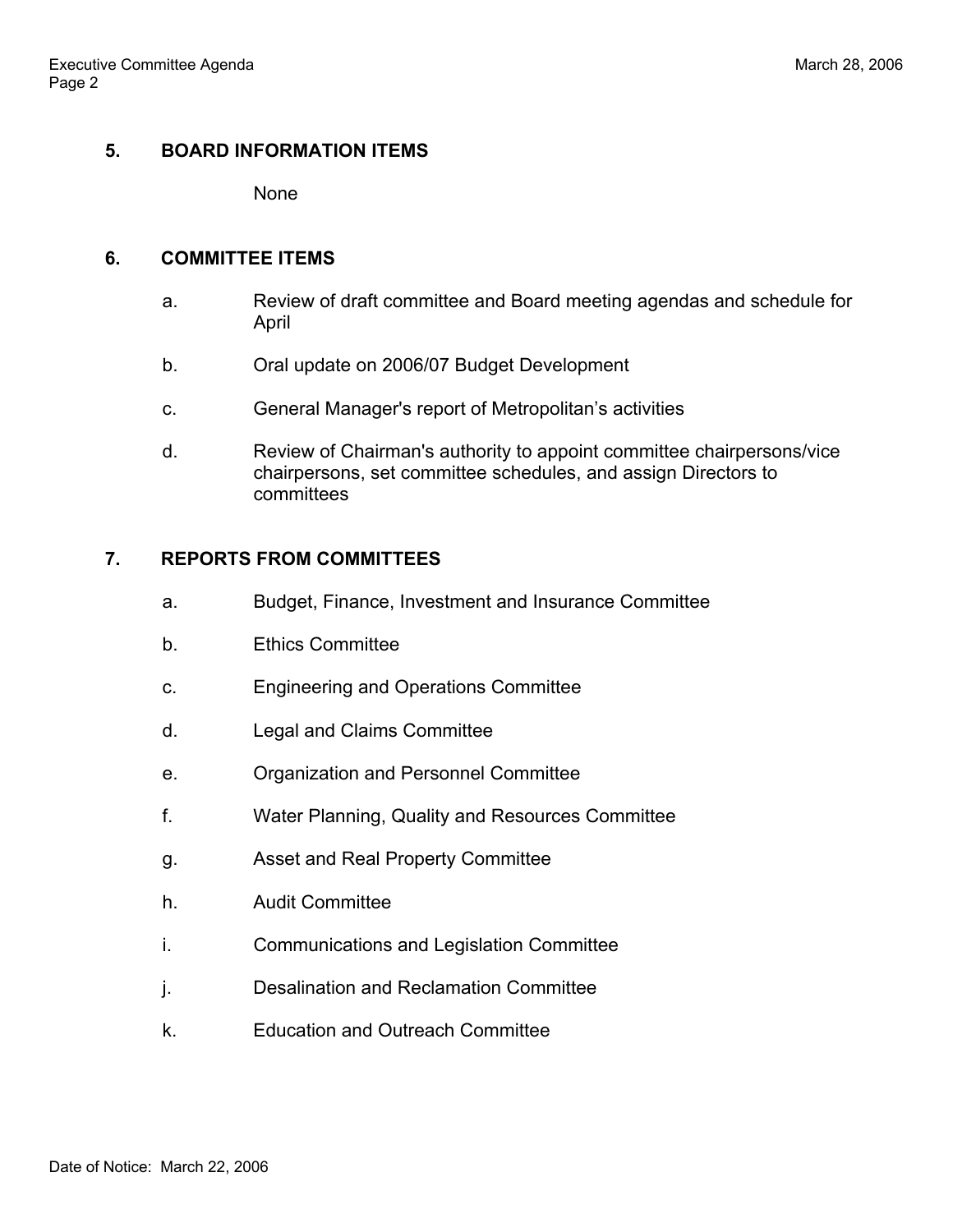## 5. BOARD INFORMATION ITEMS

None

## 6. COMMITTEE ITEMS

a. Review of draft committee and Board meeting agendas and schedule for April

b. Oral update on 2006/07 Budget Development

c. General Manager's report of Metropolitan's activities

d. Review of Chairman's authority to appoint committee chairpersons/vice chairpersons, set committee schedules, and assign Directors to committees

## 7. REPORTS FROM COMMITTEES

a. Budget, Finance, Investment and Insurance Committee

b. Ethics Committee

c. Engineering and Operations Committee

d. Legal and Claims Committee

e. Organization and Personnel Committee

f. Water Planning, Quality and Resources Committee

g. Asset and Real Property Committee

h. Audit Committee

i. Communications and Legislation Committee

j. Desalination and Reclamation Committee

k. Education and Outreach Committee

Date of Notice: March 22, 2006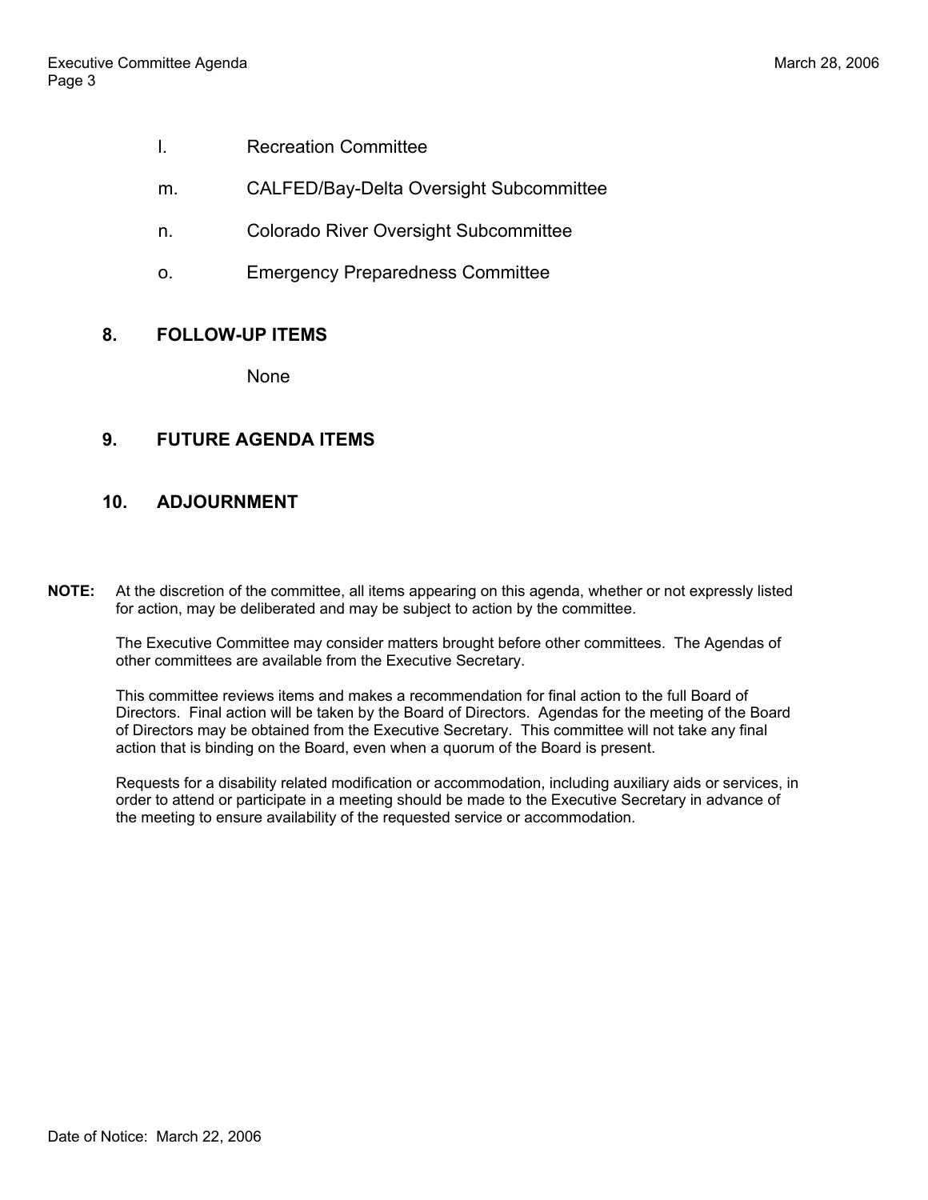l. Recreation Committee

m. CALFED/Bay-Delta Oversight Subcommittee

n. Colorado River Oversight Subcommittee

o. Emergency Preparedness Committee

**8. FOLLOW-UP ITEMS**

None

**9. FUTURE AGENDA ITEMS**

**10. ADJOURNMENT**

**NOTE:** At the discretion of the committee, all items appearing on this agenda, whether or not expressly listed for action, may be deliberated and may be subject to action by the committee.

The Executive Committee may consider matters brought before other committees. The Agendas of other committees are available from the Executive Secretary.

This committee reviews items and makes a recommendation for final action to the full Board of Directors. Final action will be taken by the Board of Directors. Agendas for the meeting of the Board of Directors may be obtained from the Executive Secretary. This committee will not take any final action that is binding on the Board, even when a quorum of the Board is present.

Requests for a disability related modification or accommodation, including auxiliary aids or services, in order to attend or participate in a meeting should be made to the Executive Secretary in advance of the meeting to ensure availability of the requested service or accommodation.

Date of Notice: March 22, 2006